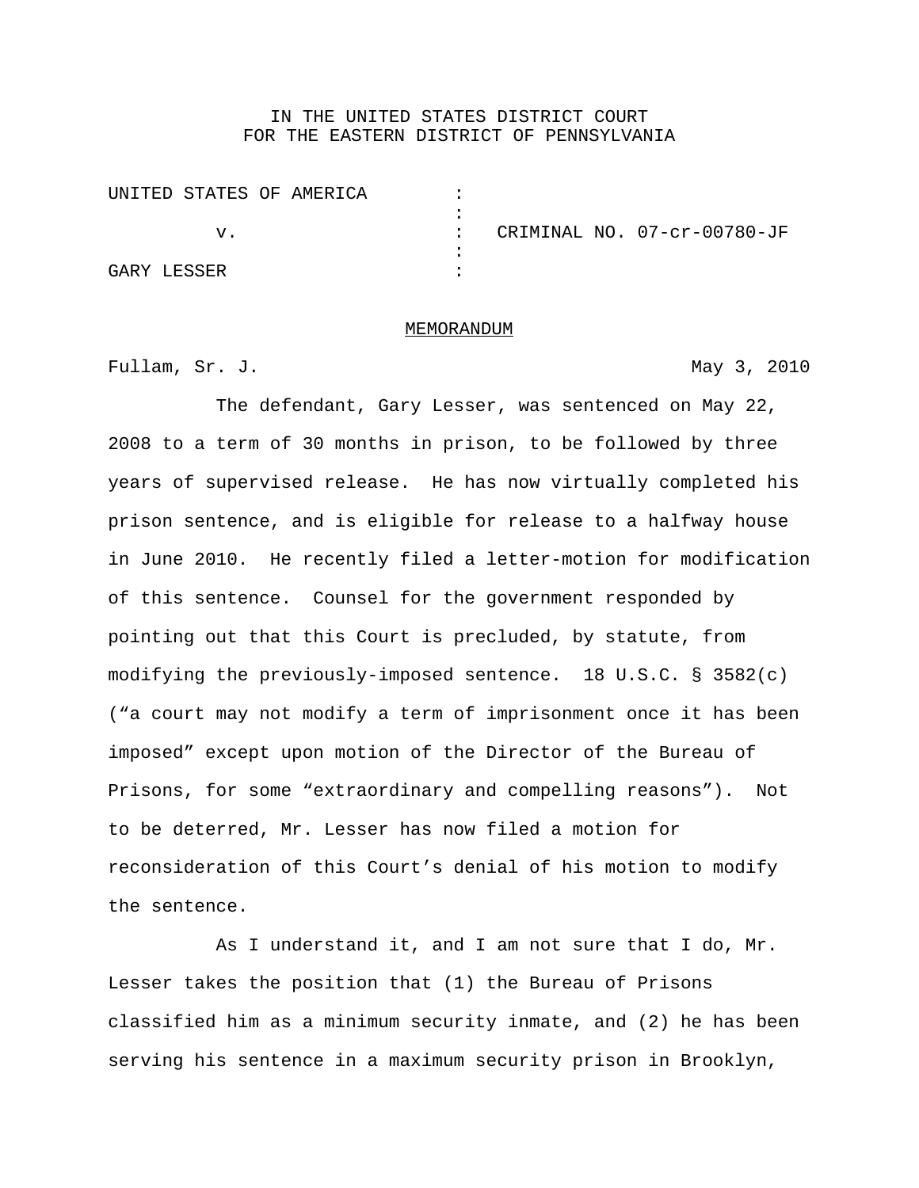IN THE UNITED STATES DISTRICT COURT
FOR THE EASTERN DISTRICT OF PENNSYLVANIA

| | | |
|---|---|---|
| UNITED STATES OF AMERICA | : | |
| | : | |
| v. | : | CRIMINAL NO. 07-cr-00780-JF |
| | : | |
| GARY LESSER | : | |

MEMORANDUM

Fullam, Sr. J. May 3, 2010

The defendant, Gary Lesser, was sentenced on May 22, 2008 to a term of 30 months in prison, to be followed by three years of supervised release. He has now virtually completed his prison sentence, and is eligible for release to a halfway house in June 2010. He recently filed a letter-motion for modification of this sentence. Counsel for the government responded by pointing out that this Court is precluded, by statute, from modifying the previously-imposed sentence. 18 U.S.C. § 3582(c) ("a court may not modify a term of imprisonment once it has been imposed" except upon motion of the Director of the Bureau of Prisons, for some "extraordinary and compelling reasons"). Not to be deterred, Mr. Lesser has now filed a motion for reconsideration of this Court's denial of his motion to modify the sentence.

As I understand it, and I am not sure that I do, Mr. Lesser takes the position that (1) the Bureau of Prisons classified him as a minimum security inmate, and (2) he has been serving his sentence in a maximum security prison in Brooklyn,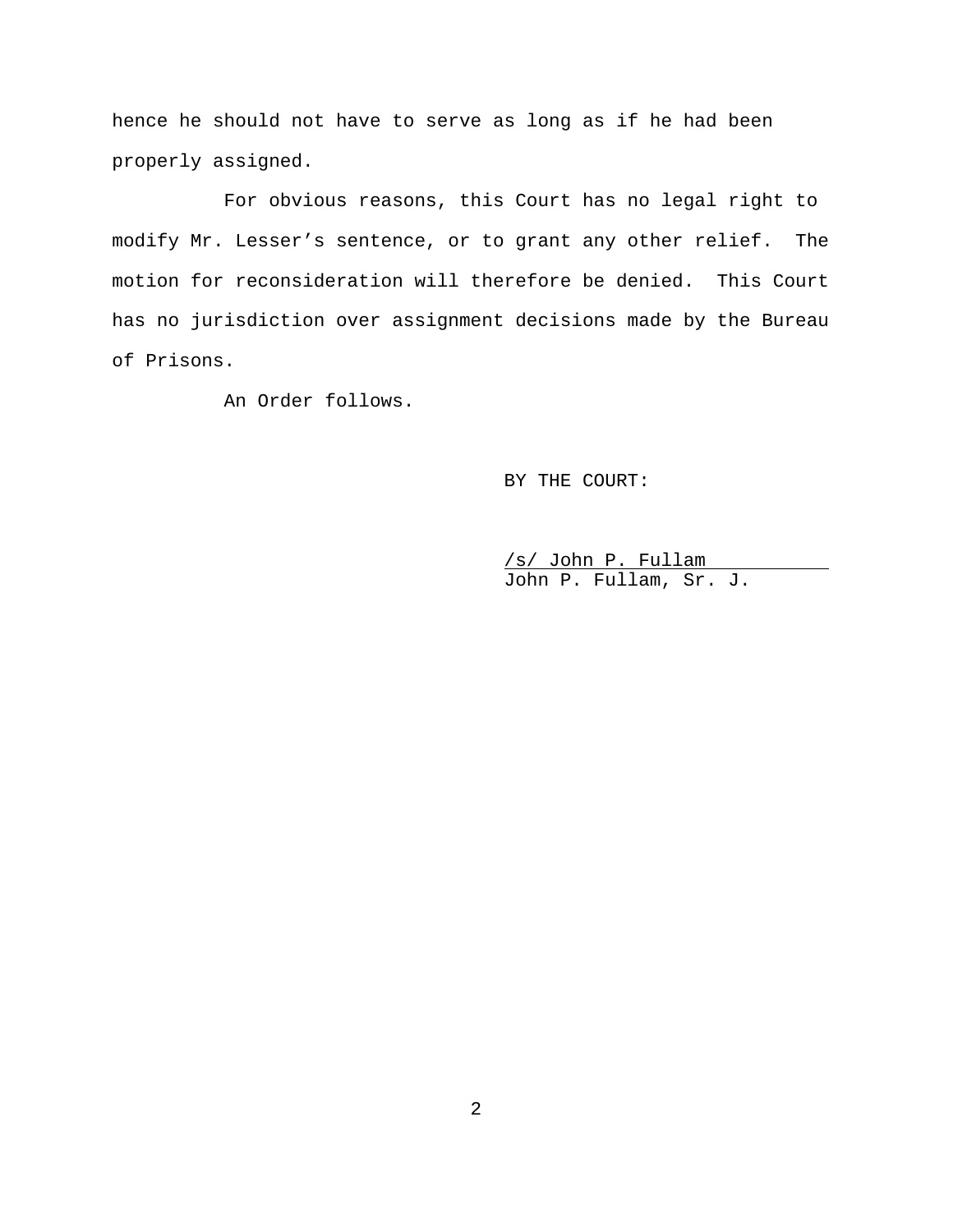hence he should not have to serve as long as if he had been properly assigned.

For obvious reasons, this Court has no legal right to modify Mr. Lesser's sentence, or to grant any other relief. The motion for reconsideration will therefore be denied. This Court has no jurisdiction over assignment decisions made by the Bureau of Prisons.

An Order follows.

BY THE COURT:

/s/ John P. Fullam
John P. Fullam, Sr. J.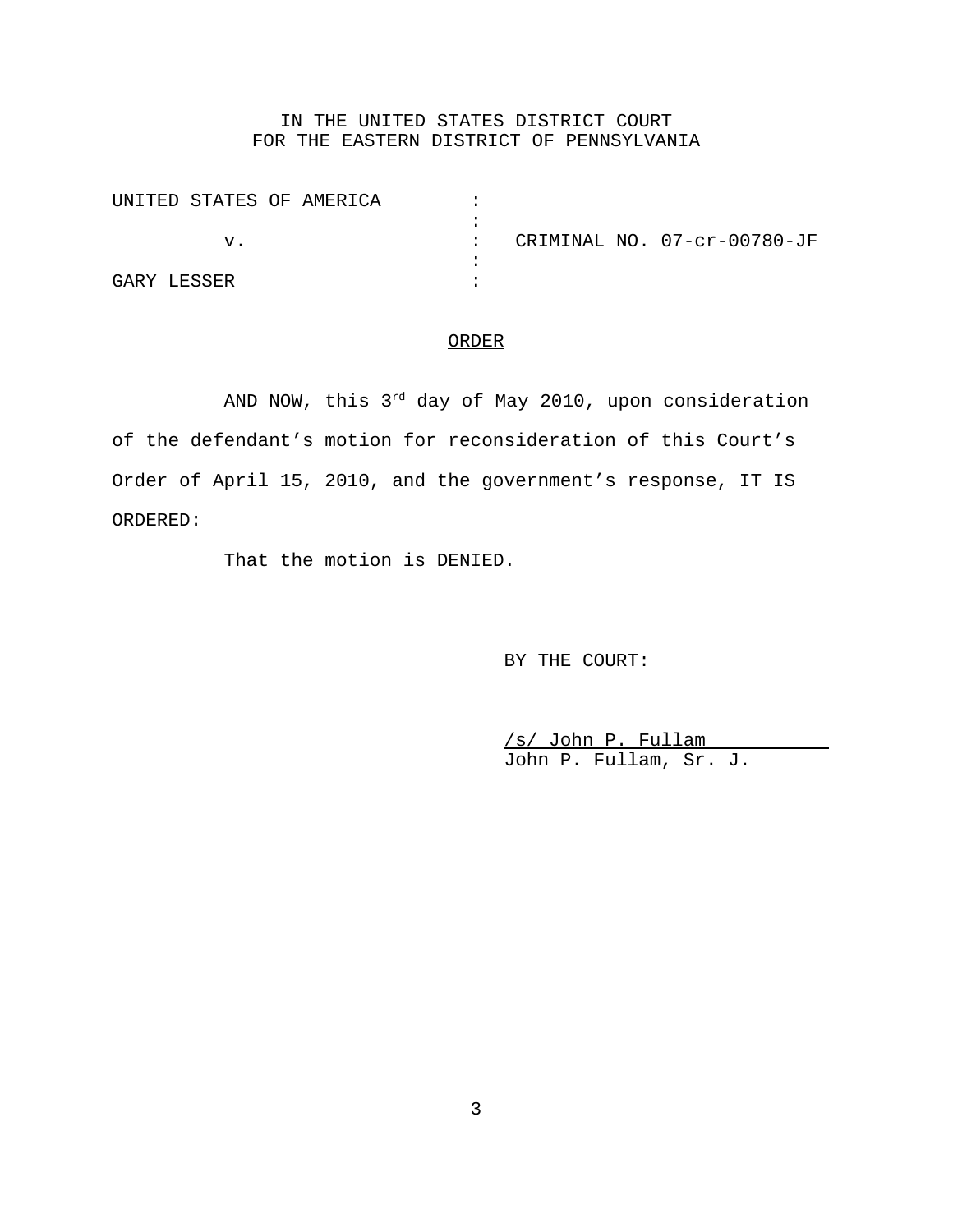IN THE UNITED STATES DISTRICT COURT
FOR THE EASTERN DISTRICT OF PENNSYLVANIA

| | | |
|---|---|---|
| UNITED STATES OF AMERICA | : | |
| | : | |
| v. | : | CRIMINAL NO. 07-cr-00780-JF |
| | : | |
| GARY LESSER | : | |

ORDER

AND NOW, this 3rd day of May 2010, upon consideration of the defendant's motion for reconsideration of this Court's Order of April 15, 2010, and the government's response, IT IS ORDERED:

That the motion is DENIED.

BY THE COURT:

/s/ John P. Fullam
John P. Fullam, Sr. J.